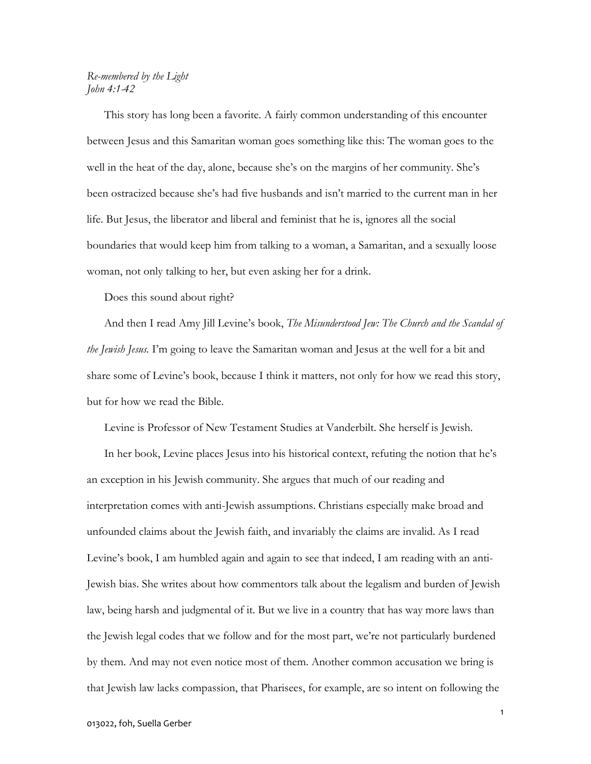*Re-membered by the Light*
*John 4:1-42*

This story has long been a favorite. A fairly common understanding of this encounter between Jesus and this Samaritan woman goes something like this: The woman goes to the well in the heat of the day, alone, because she's on the margins of her community. She's been ostracized because she's had five husbands and isn't married to the current man in her life. But Jesus, the liberator and liberal and feminist that he is, ignores all the social boundaries that would keep him from talking to a woman, a Samaritan, and a sexually loose woman, not only talking to her, but even asking her for a drink.

Does this sound about right?

And then I read Amy Jill Levine's book, *The Misunderstood Jew: The Church and the Scandal of the Jewish Jesus.* I'm going to leave the Samaritan woman and Jesus at the well for a bit and share some of Levine's book, because I think it matters, not only for how we read this story, but for how we read the Bible.

Levine is Professor of New Testament Studies at Vanderbilt. She herself is Jewish.

In her book, Levine places Jesus into his historical context, refuting the notion that he's an exception in his Jewish community. She argues that much of our reading and interpretation comes with anti-Jewish assumptions. Christians especially make broad and unfounded claims about the Jewish faith, and invariably the claims are invalid. As I read Levine's book, I am humbled again and again to see that indeed, I am reading with an anti-Jewish bias. She writes about how commentors talk about the legalism and burden of Jewish law, being harsh and judgmental of it. But we live in a country that has way more laws than the Jewish legal codes that we follow and for the most part, we're not particularly burdened by them. And may not even notice most of them. Another common accusation we bring is that Jewish law lacks compassion, that Pharisees, for example, are so intent on following the

013022, foh, Suella Gerber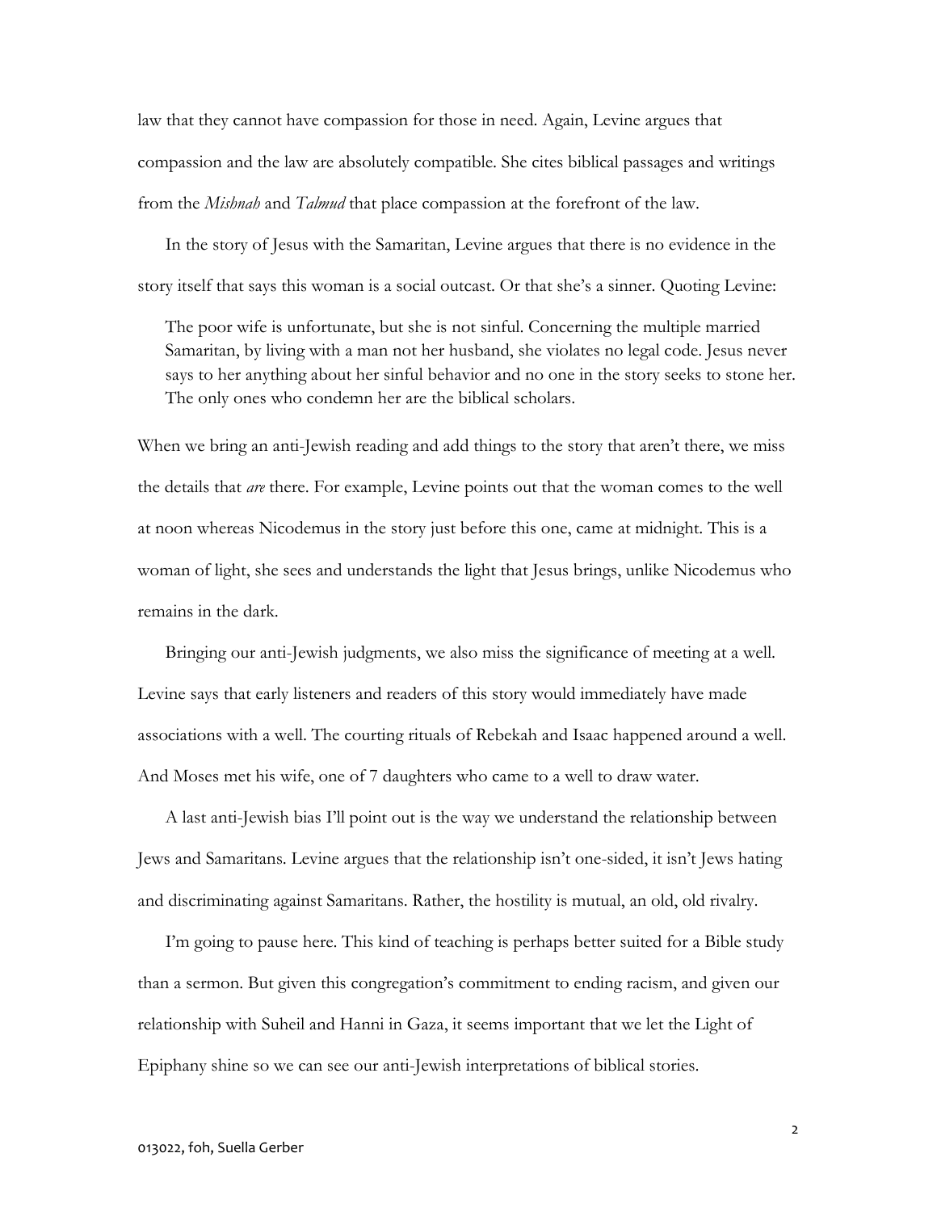law that they cannot have compassion for those in need. Again, Levine argues that compassion and the law are absolutely compatible. She cites biblical passages and writings from the *Mishnah* and *Talmud* that place compassion at the forefront of the law.

In the story of Jesus with the Samaritan, Levine argues that there is no evidence in the story itself that says this woman is a social outcast. Or that she's a sinner. Quoting Levine:

> The poor wife is unfortunate, but she is not sinful. Concerning the multiple married Samaritan, by living with a man not her husband, she violates no legal code. Jesus never says to her anything about her sinful behavior and no one in the story seeks to stone her. The only ones who condemn her are the biblical scholars.

When we bring an anti-Jewish reading and add things to the story that aren't there, we miss the details that *are* there. For example, Levine points out that the woman comes to the well at noon whereas Nicodemus in the story just before this one, came at midnight. This is a woman of light, she sees and understands the light that Jesus brings, unlike Nicodemus who remains in the dark.

Bringing our anti-Jewish judgments, we also miss the significance of meeting at a well. Levine says that early listeners and readers of this story would immediately have made associations with a well. The courting rituals of Rebekah and Isaac happened around a well. And Moses met his wife, one of 7 daughters who came to a well to draw water.

A last anti-Jewish bias I'll point out is the way we understand the relationship between Jews and Samaritans. Levine argues that the relationship isn't one-sided, it isn't Jews hating and discriminating against Samaritans. Rather, the hostility is mutual, an old, old rivalry.

I'm going to pause here. This kind of teaching is perhaps better suited for a Bible study than a sermon. But given this congregation's commitment to ending racism, and given our relationship with Suheil and Hanni in Gaza, it seems important that we let the Light of Epiphany shine so we can see our anti-Jewish interpretations of biblical stories.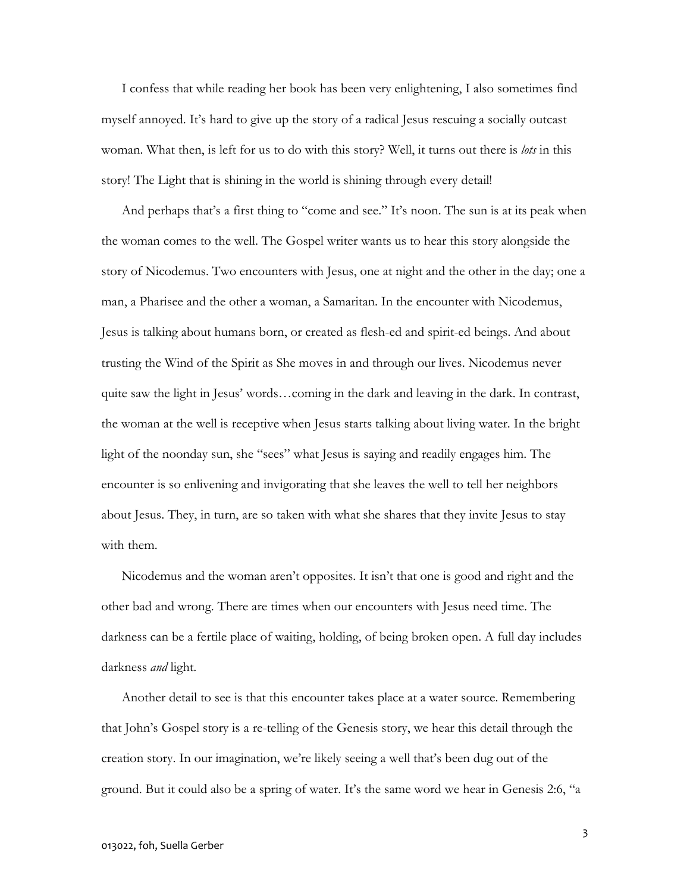I confess that while reading her book has been very enlightening, I also sometimes find myself annoyed. It's hard to give up the story of a radical Jesus rescuing a socially outcast woman. What then, is left for us to do with this story? Well, it turns out there is *lots* in this story! The Light that is shining in the world is shining through every detail!

And perhaps that's a first thing to "come and see." It's noon. The sun is at its peak when the woman comes to the well. The Gospel writer wants us to hear this story alongside the story of Nicodemus. Two encounters with Jesus, one at night and the other in the day; one a man, a Pharisee and the other a woman, a Samaritan. In the encounter with Nicodemus, Jesus is talking about humans born, or created as flesh-ed and spirit-ed beings. And about trusting the Wind of the Spirit as She moves in and through our lives. Nicodemus never quite saw the light in Jesus' words…coming in the dark and leaving in the dark. In contrast, the woman at the well is receptive when Jesus starts talking about living water. In the bright light of the noonday sun, she "sees" what Jesus is saying and readily engages him. The encounter is so enlivening and invigorating that she leaves the well to tell her neighbors about Jesus. They, in turn, are so taken with what she shares that they invite Jesus to stay with them.

Nicodemus and the woman aren't opposites. It isn't that one is good and right and the other bad and wrong. There are times when our encounters with Jesus need time. The darkness can be a fertile place of waiting, holding, of being broken open. A full day includes darkness *and* light.

Another detail to see is that this encounter takes place at a water source. Remembering that John's Gospel story is a re-telling of the Genesis story, we hear this detail through the creation story. In our imagination, we're likely seeing a well that's been dug out of the ground. But it could also be a spring of water. It's the same word we hear in Genesis 2:6, "a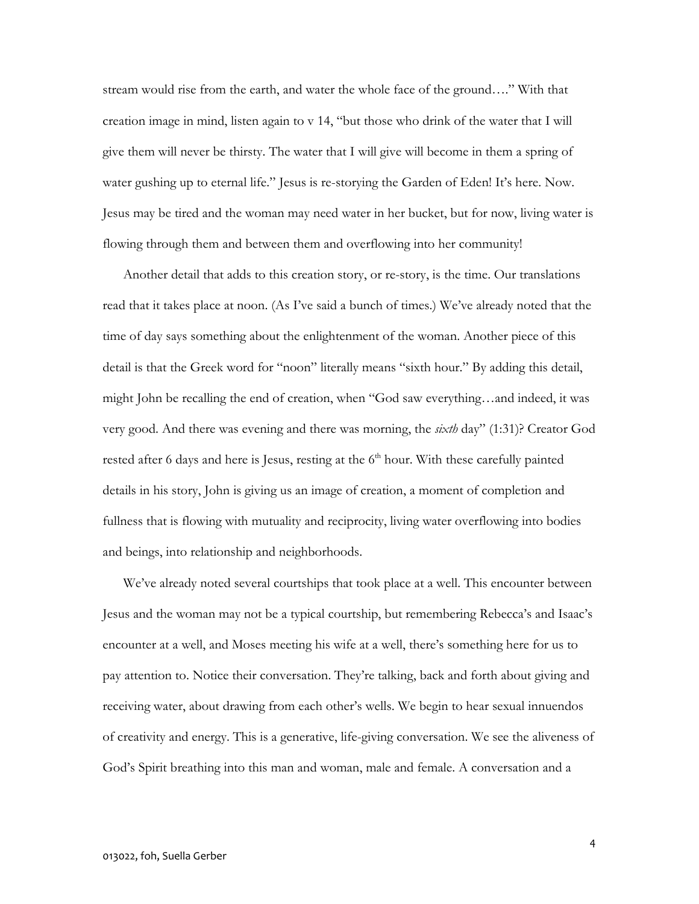stream would rise from the earth, and water the whole face of the ground…." With that creation image in mind, listen again to v 14, "but those who drink of the water that I will give them will never be thirsty. The water that I will give will become in them a spring of water gushing up to eternal life." Jesus is re-storying the Garden of Eden! It's here. Now. Jesus may be tired and the woman may need water in her bucket, but for now, living water is flowing through them and between them and overflowing into her community!

Another detail that adds to this creation story, or re-story, is the time. Our translations read that it takes place at noon. (As I've said a bunch of times.) We've already noted that the time of day says something about the enlightenment of the woman. Another piece of this detail is that the Greek word for "noon" literally means "sixth hour." By adding this detail, might John be recalling the end of creation, when "God saw everything…and indeed, it was very good. And there was evening and there was morning, the *sixth* day" (1:31)? Creator God rested after 6 days and here is Jesus, resting at the 6th hour. With these carefully painted details in his story, John is giving us an image of creation, a moment of completion and fullness that is flowing with mutuality and reciprocity, living water overflowing into bodies and beings, into relationship and neighborhoods.

We've already noted several courtships that took place at a well. This encounter between Jesus and the woman may not be a typical courtship, but remembering Rebecca's and Isaac's encounter at a well, and Moses meeting his wife at a well, there's something here for us to pay attention to. Notice their conversation. They're talking, back and forth about giving and receiving water, about drawing from each other's wells. We begin to hear sexual innuendos of creativity and energy. This is a generative, life-giving conversation. We see the aliveness of God's Spirit breathing into this man and woman, male and female. A conversation and a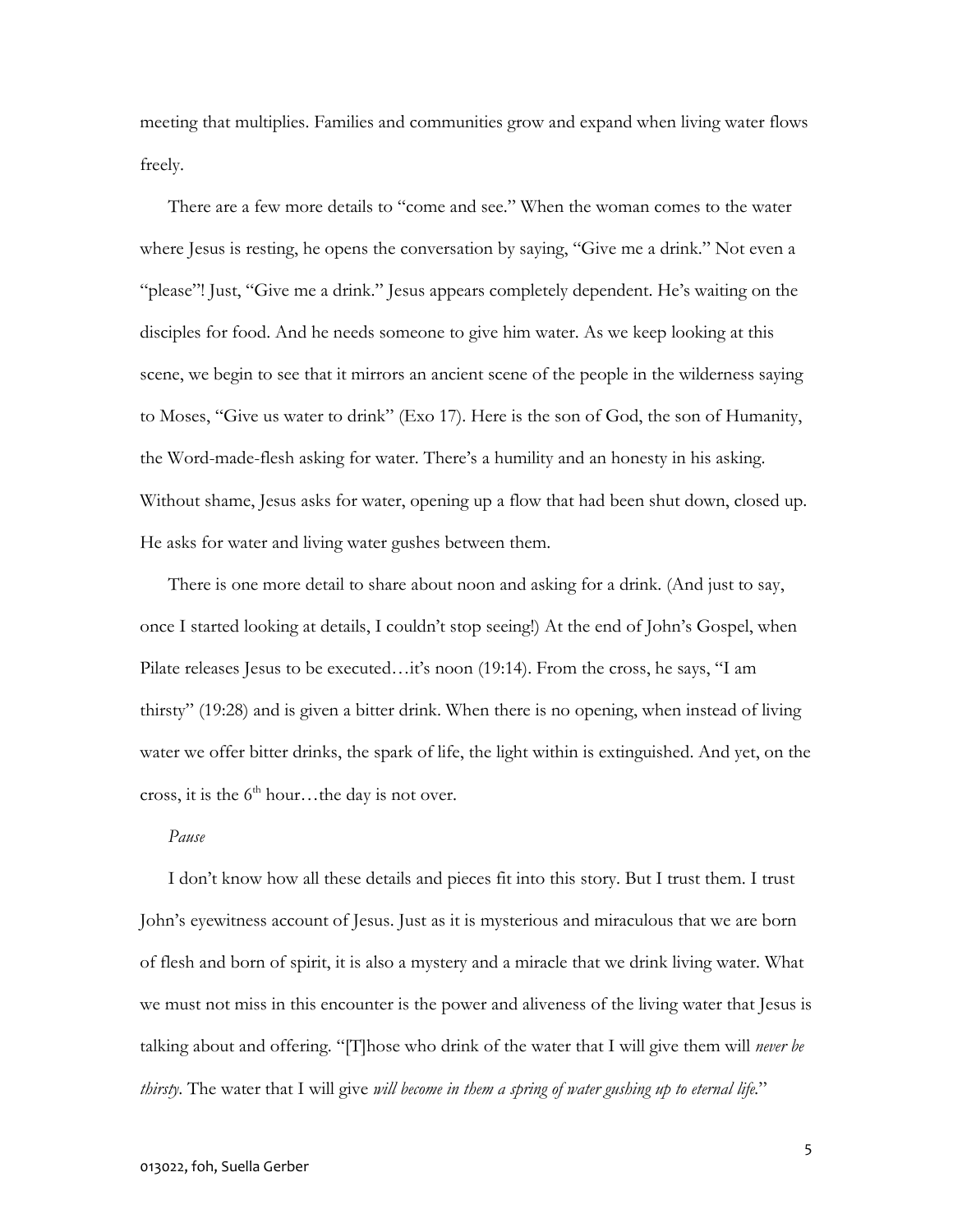meeting that multiplies. Families and communities grow and expand when living water flows freely.

There are a few more details to "come and see." When the woman comes to the water where Jesus is resting, he opens the conversation by saying, "Give me a drink." Not even a "please"! Just, "Give me a drink." Jesus appears completely dependent. He's waiting on the disciples for food. And he needs someone to give him water. As we keep looking at this scene, we begin to see that it mirrors an ancient scene of the people in the wilderness saying to Moses, "Give us water to drink" (Exo 17). Here is the son of God, the son of Humanity, the Word-made-flesh asking for water. There's a humility and an honesty in his asking. Without shame, Jesus asks for water, opening up a flow that had been shut down, closed up. He asks for water and living water gushes between them.

There is one more detail to share about noon and asking for a drink. (And just to say, once I started looking at details, I couldn't stop seeing!) At the end of John's Gospel, when Pilate releases Jesus to be executed…it's noon (19:14). From the cross, he says, "I am thirsty" (19:28) and is given a bitter drink. When there is no opening, when instead of living water we offer bitter drinks, the spark of life, the light within is extinguished. And yet, on the cross, it is the 6th hour…the day is not over.

*Pause*

I don't know how all these details and pieces fit into this story. But I trust them. I trust John's eyewitness account of Jesus. Just as it is mysterious and miraculous that we are born of flesh and born of spirit, it is also a mystery and a miracle that we drink living water. What we must not miss in this encounter is the power and aliveness of the living water that Jesus is talking about and offering. "[T]hose who drink of the water that I will give them will *never be thirsty*. The water that I will give *will become in them a spring of water gushing up to eternal life*."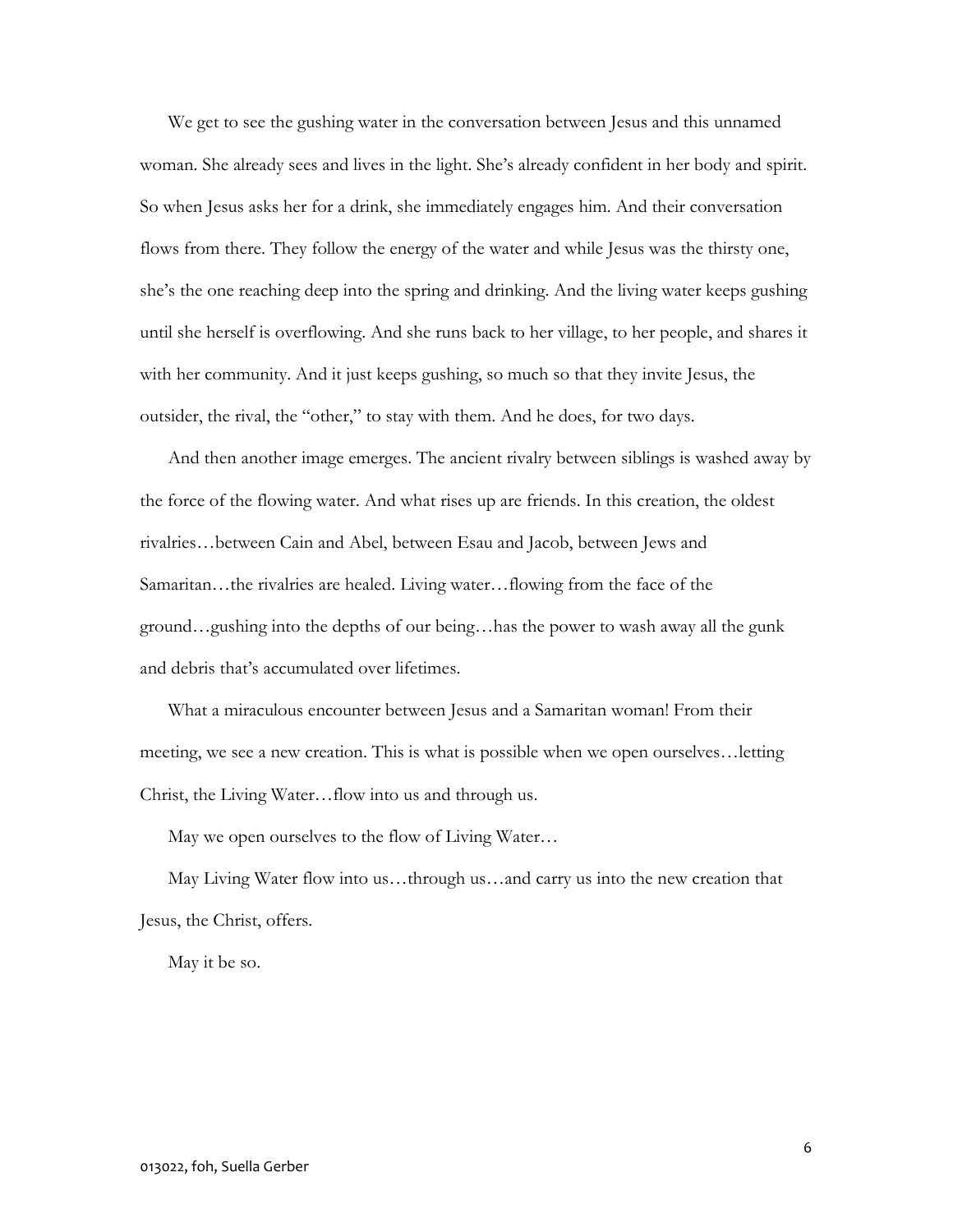We get to see the gushing water in the conversation between Jesus and this unnamed woman. She already sees and lives in the light. She's already confident in her body and spirit. So when Jesus asks her for a drink, she immediately engages him. And their conversation flows from there. They follow the energy of the water and while Jesus was the thirsty one, she's the one reaching deep into the spring and drinking. And the living water keeps gushing until she herself is overflowing. And she runs back to her village, to her people, and shares it with her community. And it just keeps gushing, so much so that they invite Jesus, the outsider, the rival, the "other," to stay with them. And he does, for two days.

And then another image emerges. The ancient rivalry between siblings is washed away by the force of the flowing water. And what rises up are friends. In this creation, the oldest rivalries…between Cain and Abel, between Esau and Jacob, between Jews and Samaritan…the rivalries are healed. Living water…flowing from the face of the ground…gushing into the depths of our being…has the power to wash away all the gunk and debris that's accumulated over lifetimes.

What a miraculous encounter between Jesus and a Samaritan woman! From their meeting, we see a new creation. This is what is possible when we open ourselves…letting Christ, the Living Water…flow into us and through us.

May we open ourselves to the flow of Living Water…

May Living Water flow into us…through us…and carry us into the new creation that Jesus, the Christ, offers.

May it be so.